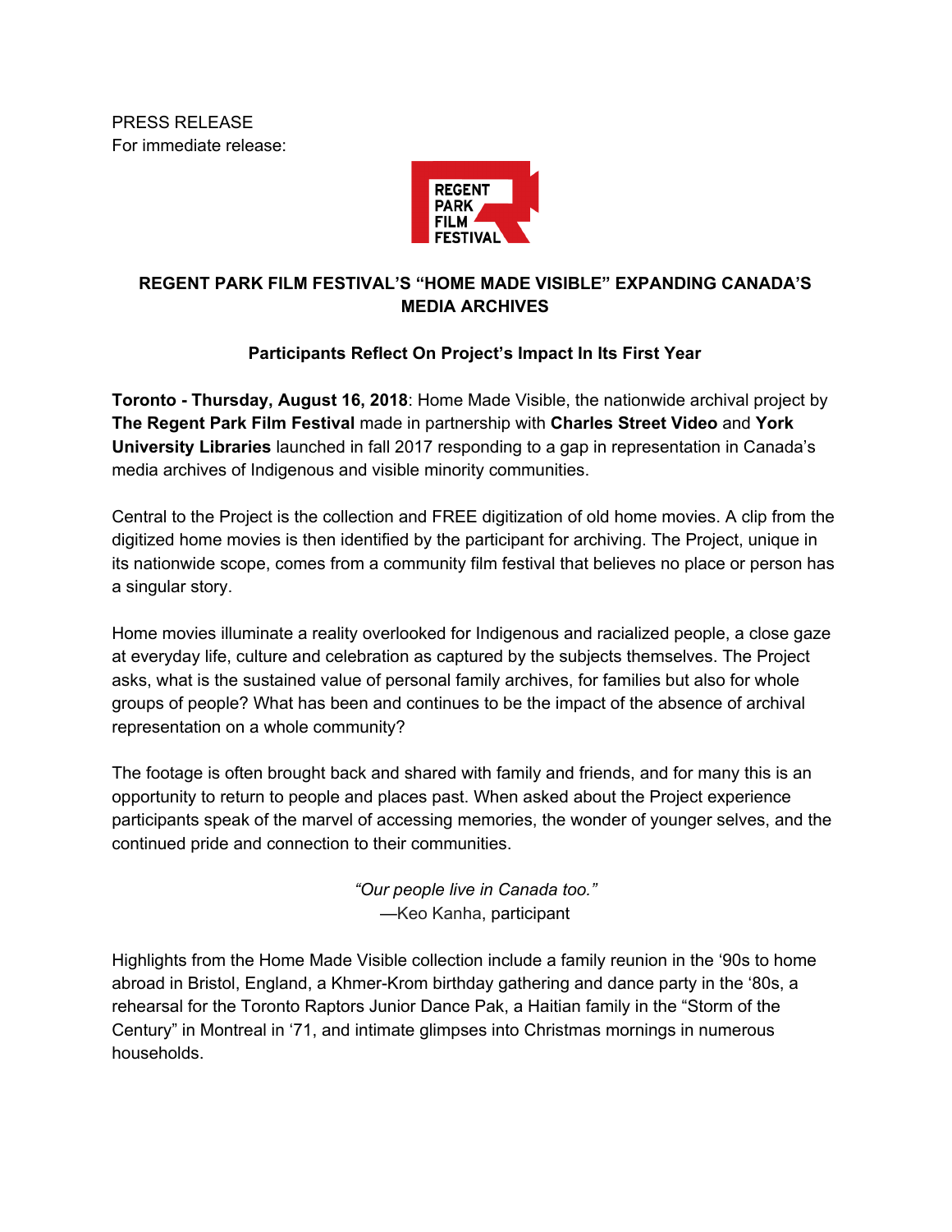PRESS RELEASE
For immediate release:

# REGENT PARK FILM FESTIVAL'S "HOME MADE VISIBLE" EXPANDING CANADA'S MEDIA ARCHIVES

## Participants Reflect On Project's Impact In Its First Year

**Toronto - Thursday, August 16, 2018**: Home Made Visible, the nationwide archival project by **The Regent Park Film Festival** made in partnership with **Charles Street Video** and **York University Libraries** launched in fall 2017 responding to a gap in representation in Canada's media archives of Indigenous and visible minority communities.

Central to the Project is the collection and FREE digitization of old home movies. A clip from the digitized home movies is then identified by the participant for archiving. The Project, unique in its nationwide scope, comes from a community film festival that believes no place or person has a singular story.

Home movies illuminate a reality overlooked for Indigenous and racialized people, a close gaze at everyday life, culture and celebration as captured by the subjects themselves. The Project asks, what is the sustained value of personal family archives, for families but also for whole groups of people? What has been and continues to be the impact of the absence of archival representation on a whole community?

The footage is often brought back and shared with family and friends, and for many this is an opportunity to return to people and places past. When asked about the Project experience participants speak of the marvel of accessing memories, the wonder of younger selves, and the continued pride and connection to their communities.

*"Our people live in Canada too."*
—Keo Kanha, participant

Highlights from the Home Made Visible collection include a family reunion in the '90s to home abroad in Bristol, England, a Khmer-Krom birthday gathering and dance party in the '80s, a rehearsal for the Toronto Raptors Junior Dance Pak, a Haitian family in the "Storm of the Century" in Montreal in '71, and intimate glimpses into Christmas mornings in numerous households.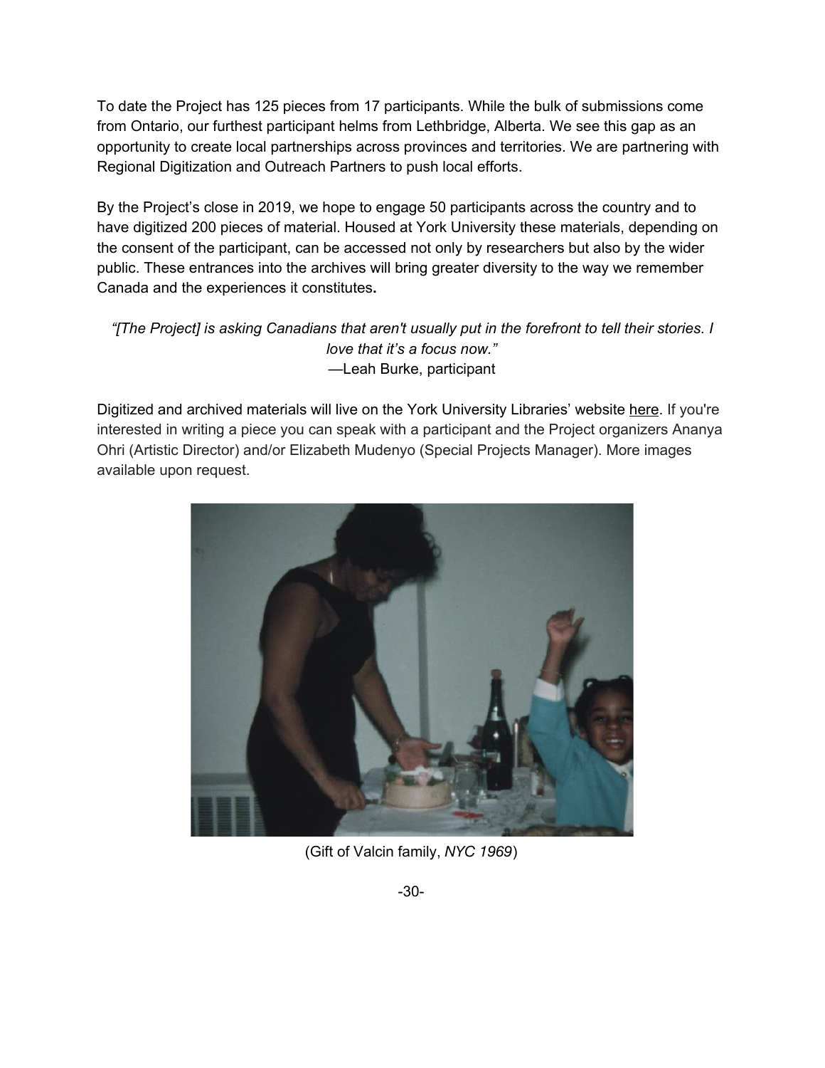To date the Project has 125 pieces from 17 participants. While the bulk of submissions come from Ontario, our furthest participant helms from Lethbridge, Alberta. We see this gap as an opportunity to create local partnerships across provinces and territories. We are partnering with Regional Digitization and Outreach Partners to push local efforts.

By the Project's close in 2019, we hope to engage 50 participants across the country and to have digitized 200 pieces of material. Housed at York University these materials, depending on the consent of the participant, can be accessed not only by researchers but also by the wider public. These entrances into the archives will bring greater diversity to the way we remember Canada and the experiences it constitutes**.**

*"[The Project] is asking Canadians that aren't usually put in the forefront to tell their stories. I love that it's a focus now."*
—Leah Burke, participant

Digitized and archived materials will live on the York University Libraries' website here. If you're interested in writing a piece you can speak with a participant and the Project organizers Ananya Ohri (Artistic Director) and/or Elizabeth Mudenyo (Special Projects Manager). More images available upon request.

(Gift of Valcin family, *NYC 1969*)

-30-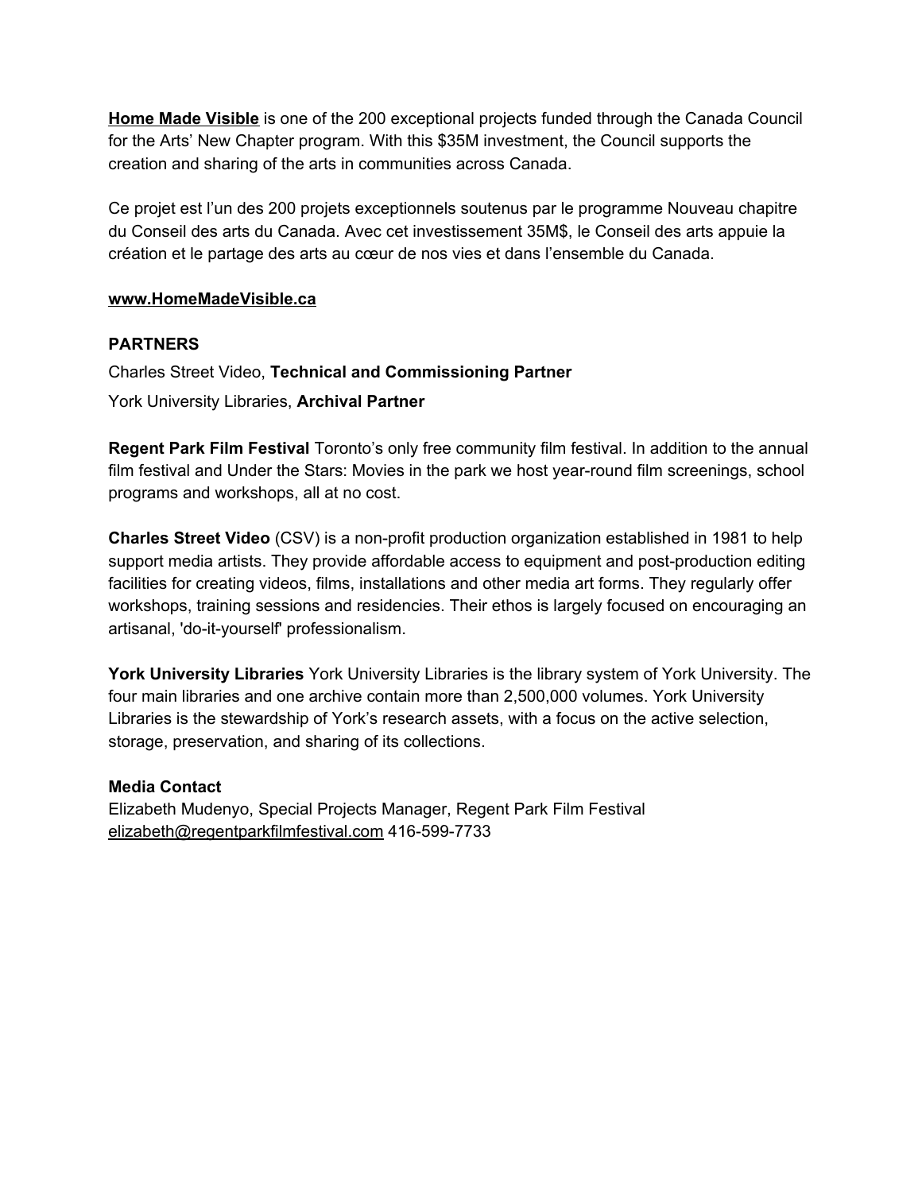**Home Made Visible** is one of the 200 exceptional projects funded through the Canada Council for the Arts' New Chapter program. With this $35M investment, the Council supports the creation and sharing of the arts in communities across Canada.

Ce projet est l'un des 200 projets exceptionnels soutenus par le programme Nouveau chapitre du Conseil des arts du Canada. Avec cet investissement 35M$, le Conseil des arts appuie la création et le partage des arts au cœur de nos vies et dans l'ensemble du Canada.

**www.HomeMadeVisible.ca**

**PARTNERS**

Charles Street Video, **Technical and Commissioning Partner**

York University Libraries, **Archival Partner**

**Regent Park Film Festival** Toronto's only free community film festival. In addition to the annual film festival and Under the Stars: Movies in the park we host year-round film screenings, school programs and workshops, all at no cost.

**Charles Street Video** (CSV) is a non-profit production organization established in 1981 to help support media artists. They provide affordable access to equipment and post-production editing facilities for creating videos, films, installations and other media art forms. They regularly offer workshops, training sessions and residencies. Their ethos is largely focused on encouraging an artisanal, 'do-it-yourself' professionalism.

**York University Libraries** York University Libraries is the library system of York University. The four main libraries and one archive contain more than 2,500,000 volumes. York University Libraries is the stewardship of York's research assets, with a focus on the active selection, storage, preservation, and sharing of its collections.

**Media Contact**

Elizabeth Mudenyo, Special Projects Manager, Regent Park Film Festival
elizabeth@regentparkfilmfestival.com 416-599-7733